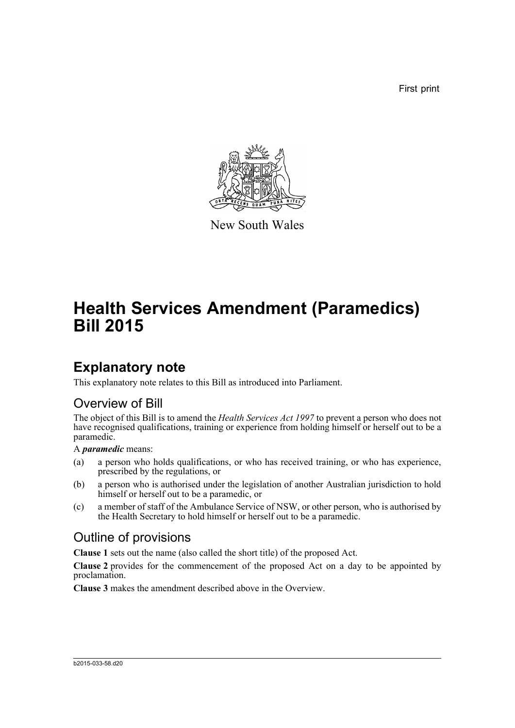First print

New South Wales

# Health Services Amendment (Paramedics) Bill 2015

## Explanatory note

This explanatory note relates to this Bill as introduced into Parliament.

### Overview of Bill

The object of this Bill is to amend the *Health Services Act 1997* to prevent a person who does not have recognised qualifications, training or experience from holding himself or herself out to be a paramedic.

A ***paramedic*** means:

(a) a person who holds qualifications, or who has received training, or who has experience, prescribed by the regulations, or

(b) a person who is authorised under the legislation of another Australian jurisdiction to hold himself or herself out to be a paramedic, or

(c) a member of staff of the Ambulance Service of NSW, or other person, who is authorised by the Health Secretary to hold himself or herself out to be a paramedic.

### Outline of provisions

**Clause 1** sets out the name (also called the short title) of the proposed Act.

**Clause 2** provides for the commencement of the proposed Act on a day to be appointed by proclamation.

**Clause 3** makes the amendment described above in the Overview.

b2015-033-58.d20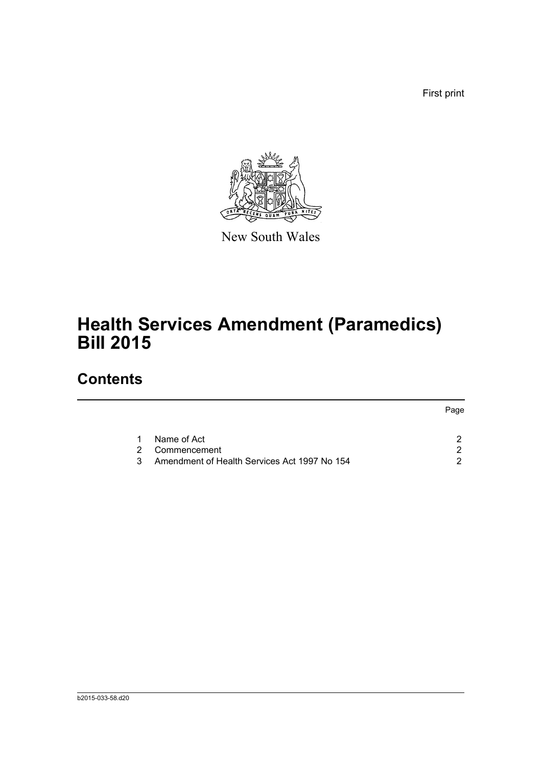First print

New South Wales

# Health Services Amendment (Paramedics) Bill 2015

## Contents

| | | Page |
|---|---|---|
| 1 | Name of Act | 2 |
| 2 | Commencement | 2 |
| 3 | Amendment of Health Services Act 1997 No 154 | 2 |

b2015-033-58.d20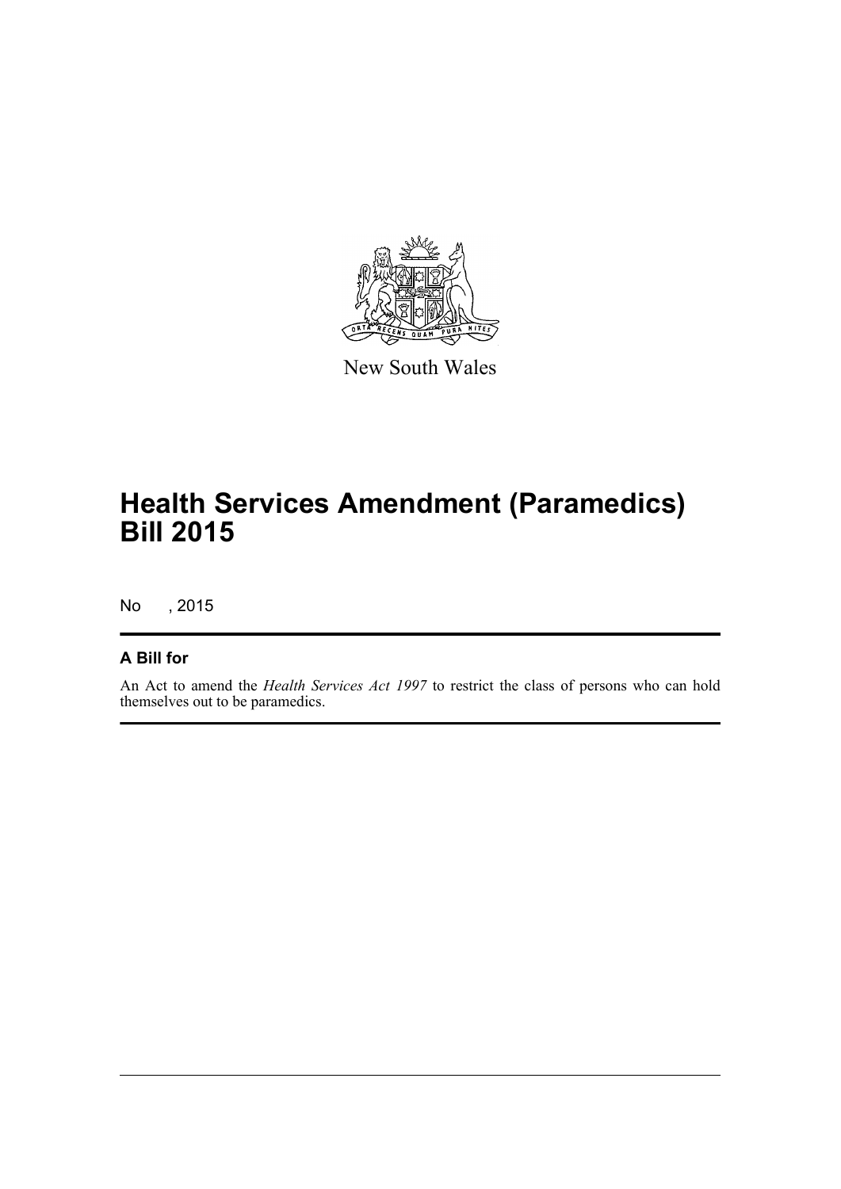New South Wales

# Health Services Amendment (Paramedics) Bill 2015

No , 2015

## A Bill for

An Act to amend the *Health Services Act 1997* to restrict the class of persons who can hold themselves out to be paramedics.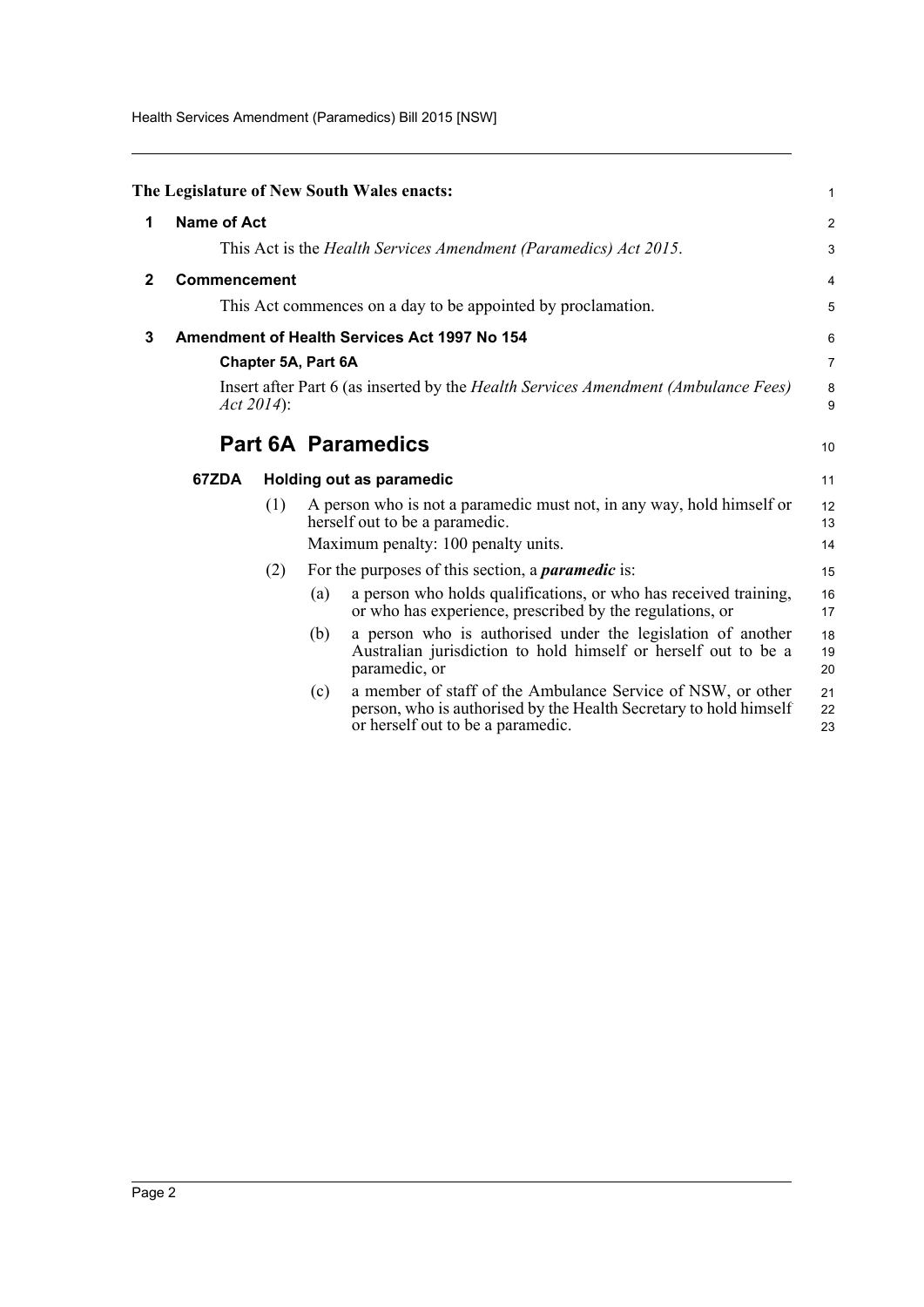The Legislature of New South Wales enacts:

## 1 Name of Act

This Act is the *Health Services Amendment (Paramedics) Act 2015*.

## 2 Commencement

This Act commences on a day to be appointed by proclamation.

## 3 Amendment of Health Services Act 1997 No 154

### Chapter 5A, Part 6A

Insert after Part 6 (as inserted by the *Health Services Amendment (Ambulance Fees) Act 2014*):

## Part 6A Paramedics

### 67ZDA Holding out as paramedic

(1) A person who is not a paramedic must not, in any way, hold himself or herself out to be a paramedic.

Maximum penalty: 100 penalty units.

(2) For the purposes of this section, a ***paramedic*** is:

(a) a person who holds qualifications, or who has received training, or who has experience, prescribed by the regulations, or

(b) a person who is authorised under the legislation of another Australian jurisdiction to hold himself or herself out to be a paramedic, or

(c) a member of staff of the Ambulance Service of NSW, or other person, who is authorised by the Health Secretary to hold himself or herself out to be a paramedic.